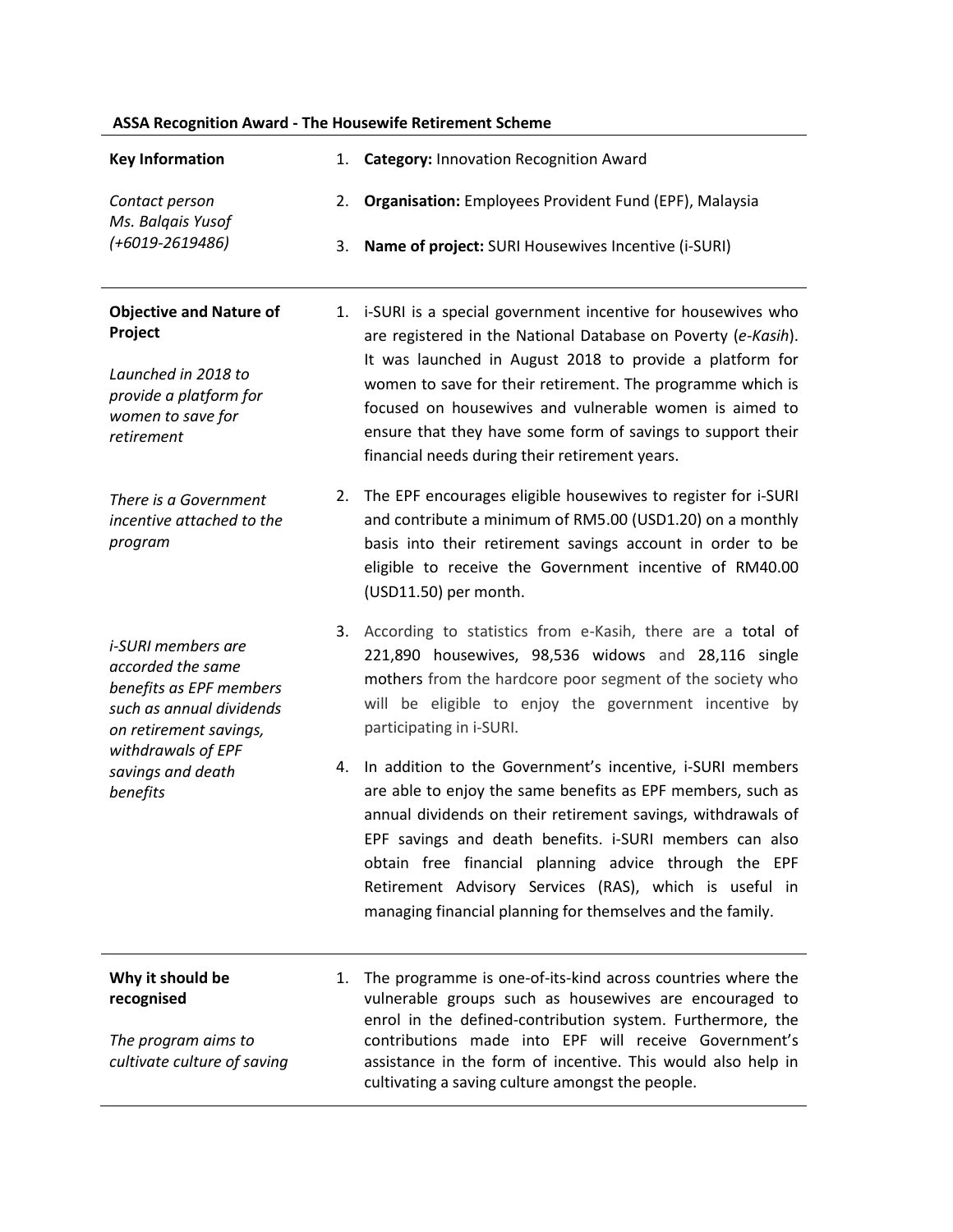**ASSA Recognition Award - The Housewife Retirement Scheme**

| | |
|---|---|
| **Key Information**<br><br>*Contact person*<br>*Ms. Balqais Yusof*<br>*(+6019-2619486)* | 1. **Category:** Innovation Recognition Award<br>2. **Organisation:** Employees Provident Fund (EPF), Malaysia<br>3. **Name of project:** SURI Housewives Incentive (i-SURI) |
| **Objective and Nature of Project**<br><br>*Launched in 2018 to provide a platform for women to save for retirement*<br><br>*There is a Government incentive attached to the program*<br><br>*i-SURI members are accorded the same benefits as EPF members such as annual dividends on retirement savings, withdrawals of EPF savings and death benefits* | 1. i-SURI is a special government incentive for housewives who are registered in the National Database on Poverty (*e-Kasih*). It was launched in August 2018 to provide a platform for women to save for their retirement. The programme which is focused on housewives and vulnerable women is aimed to ensure that they have some form of savings to support their financial needs during their retirement years.<br>2. The EPF encourages eligible housewives to register for i-SURI and contribute a minimum of RM5.00 (USD1.20) on a monthly basis into their retirement savings account in order to be eligible to receive the Government incentive of RM40.00 (USD11.50) per month.<br>3. According to statistics from e-Kasih, there are a total of 221,890 housewives, 98,536 widows and 28,116 single mothers from the hardcore poor segment of the society who will be eligible to enjoy the government incentive by participating in i-SURI.<br>4. In addition to the Government's incentive, i-SURI members are able to enjoy the same benefits as EPF members, such as annual dividends on their retirement savings, withdrawals of EPF savings and death benefits. i-SURI members can also obtain free financial planning advice through the EPF Retirement Advisory Services (RAS), which is useful in managing financial planning for themselves and the family. |
| **Why it should be recognised**<br><br>*The program aims to cultivate culture of saving* | 1. The programme is one-of-its-kind across countries where the vulnerable groups such as housewives are encouraged to enrol in the defined-contribution system. Furthermore, the contributions made into EPF will receive Government's assistance in the form of incentive. This would also help in cultivating a saving culture amongst the people. |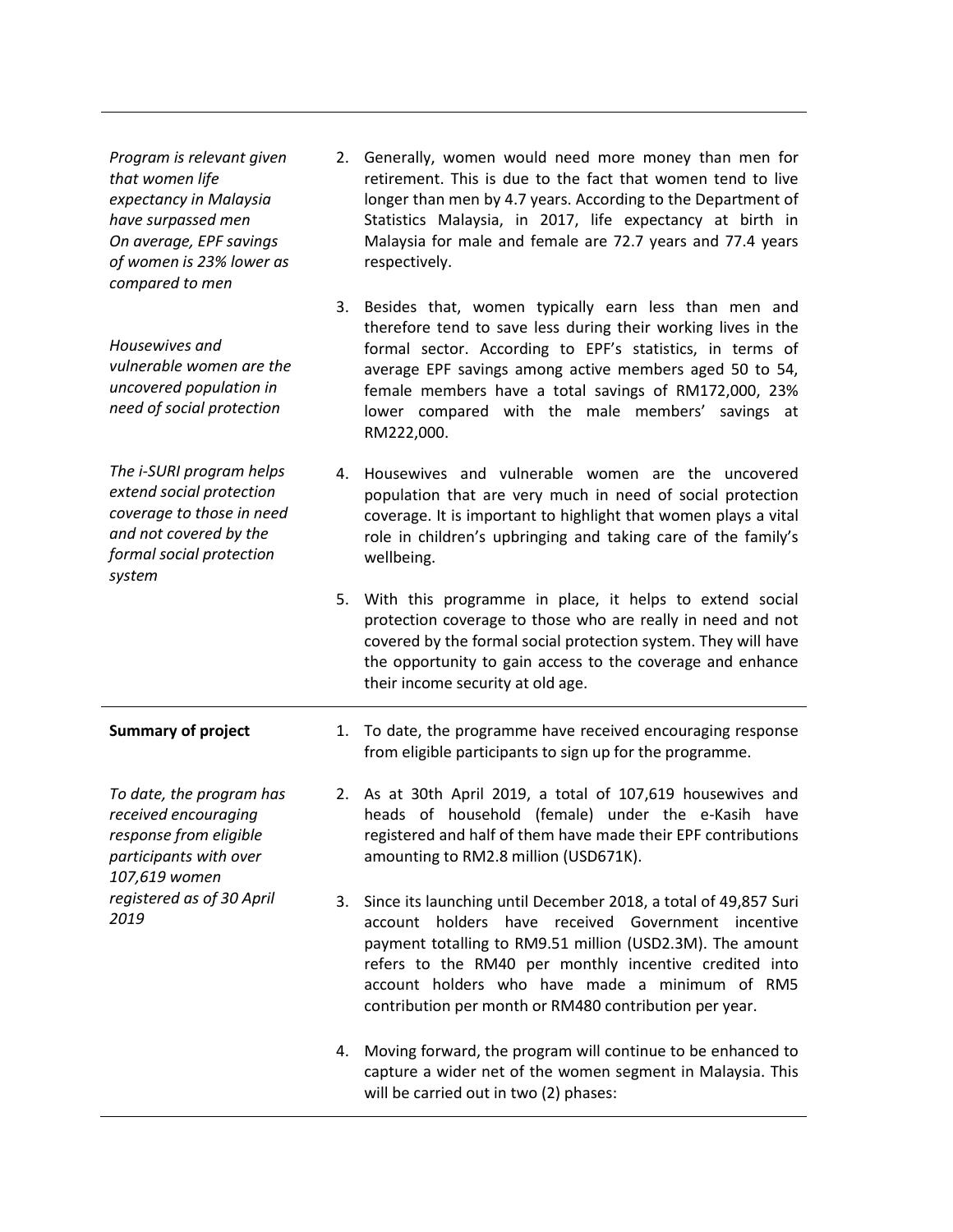| | |
|---|---|
| *Program is relevant given that women life expectancy in Malaysia have surpassed men* *On average, EPF savings of women is 23% lower as compared to men* *Housewives and vulnerable women are the uncovered population in need of social protection* *The i-SURI program helps extend social protection coverage to those in need and not covered by the formal social protection system* | 2. Generally, women would need more money than men for retirement. This is due to the fact that women tend to live longer than men by 4.7 years. According to the Department of Statistics Malaysia, in 2017, life expectancy at birth in Malaysia for male and female are 72.7 years and 77.4 years respectively. 3. Besides that, women typically earn less than men and therefore tend to save less during their working lives in the formal sector. According to EPF's statistics, in terms of average EPF savings among active members aged 50 to 54, female members have a total savings of RM172,000, 23% lower compared with the male members' savings at RM222,000. 4. Housewives and vulnerable women are the uncovered population that are very much in need of social protection coverage. It is important to highlight that women plays a vital role in children's upbringing and taking care of the family's wellbeing. 5. With this programme in place, it helps to extend social protection coverage to those who are really in need and not covered by the formal social protection system. They will have the opportunity to gain access to the coverage and enhance their income security at old age. |
| **Summary of project** *To date, the program has received encouraging response from eligible participants with over 107,619 women registered as of 30 April 2019* | 1. To date, the programme have received encouraging response from eligible participants to sign up for the programme. 2. As at 30th April 2019, a total of 107,619 housewives and heads of household (female) under the e-Kasih have registered and half of them have made their EPF contributions amounting to RM2.8 million (USD671K). 3. Since its launching until December 2018, a total of 49,857 Suri account holders have received Government incentive payment totalling to RM9.51 million (USD2.3M). The amount refers to the RM40 per monthly incentive credited into account holders who have made a minimum of RM5 contribution per month or RM480 contribution per year. 4. Moving forward, the program will continue to be enhanced to capture a wider net of the women segment in Malaysia. This will be carried out in two (2) phases: |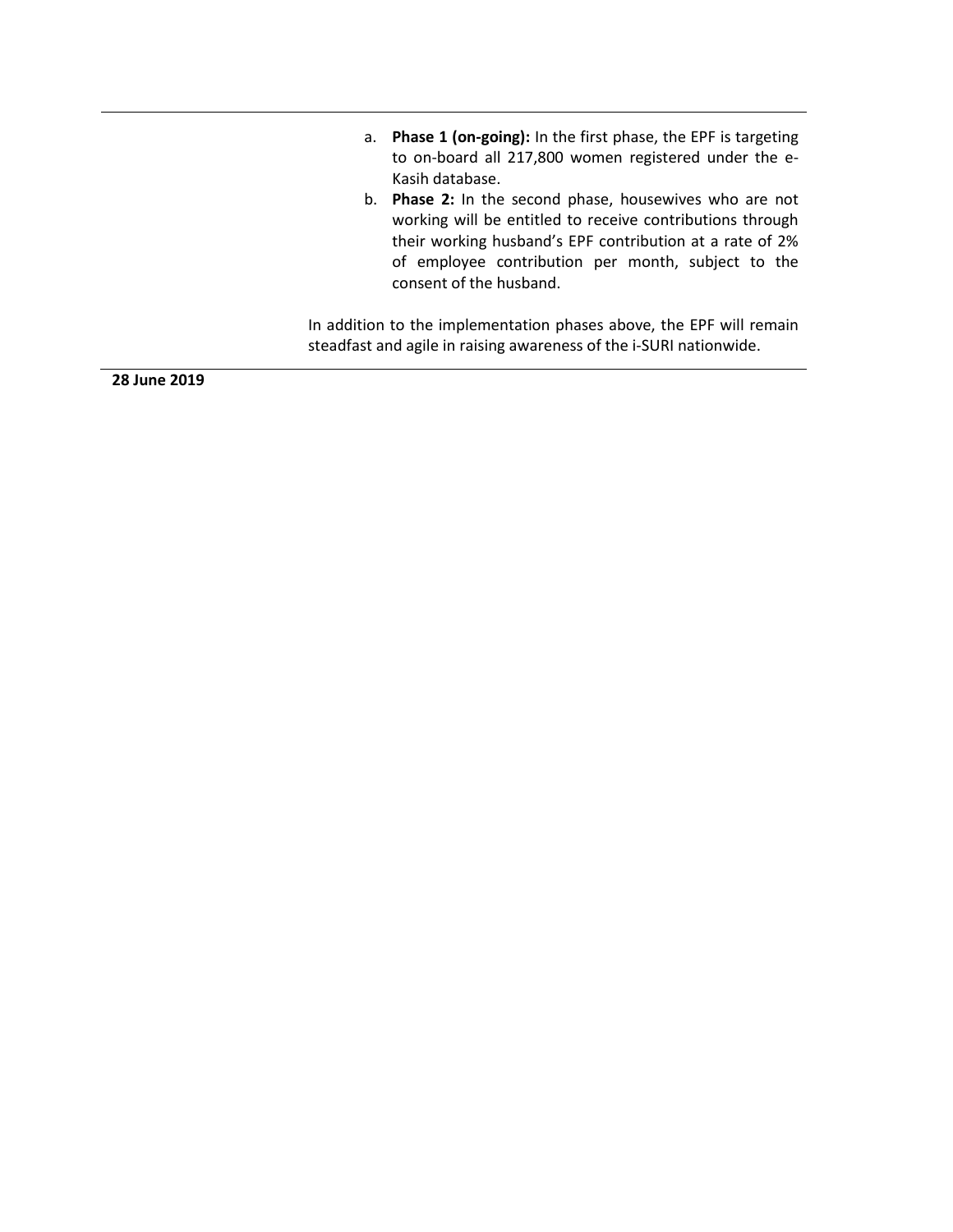a. **Phase 1 (on-going):** In the first phase, the EPF is targeting to on-board all 217,800 women registered under the e-Kasih database.
b. **Phase 2:** In the second phase, housewives who are not working will be entitled to receive contributions through their working husband's EPF contribution at a rate of 2% of employee contribution per month, subject to the consent of the husband.

In addition to the implementation phases above, the EPF will remain steadfast and agile in raising awareness of the i-SURI nationwide.

**28 June 2019**